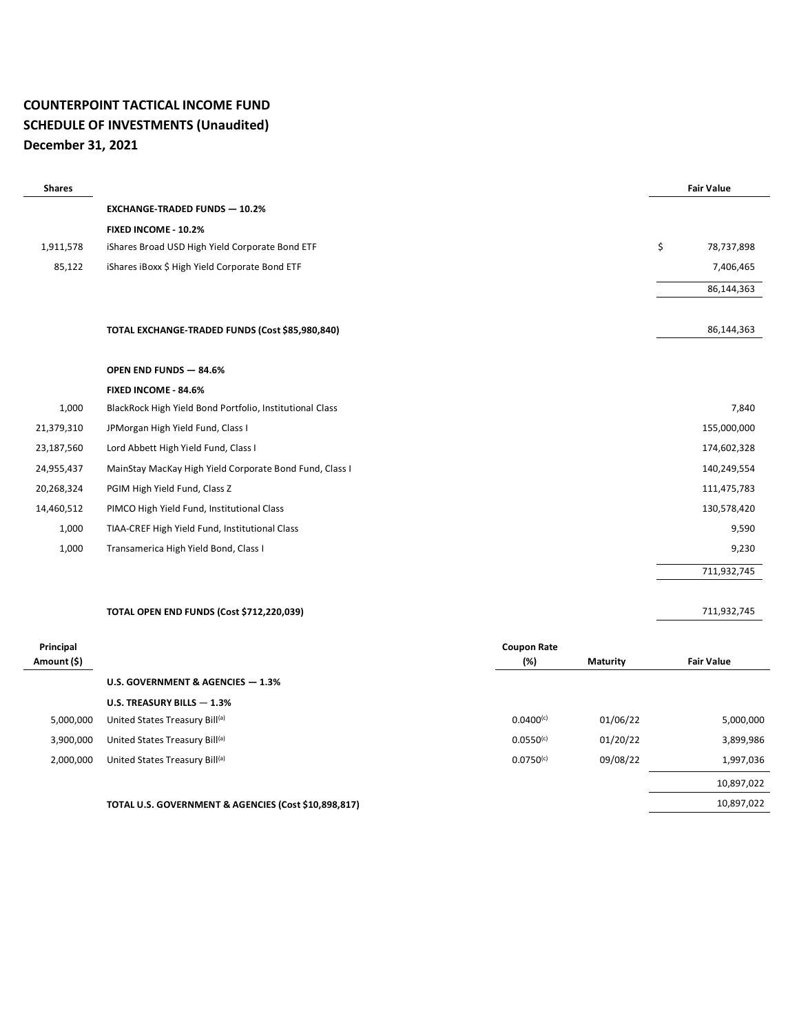# COUNTERPOINT TACTICAL INCOME FUND
## SCHEDULE OF INVESTMENTS (Unaudited)
## December 31, 2021

| Shares | | Fair Value |
|---|---|---|
| | **EXCHANGE-TRADED FUNDS — 10.2%** | |
| | **FIXED INCOME - 10.2%** | |
| 1,911,578 | iShares Broad USD High Yield Corporate Bond ETF | $ 78,737,898 |
| 85,122 | iShares iBoxx $ High Yield Corporate Bond ETF | 7,406,465 |
| | | 86,144,363 |
| | **TOTAL EXCHANGE-TRADED FUNDS (Cost $85,980,840)** | 86,144,363 |
| | **OPEN END FUNDS — 84.6%** | |
| | **FIXED INCOME - 84.6%** | |
| 1,000 | BlackRock High Yield Bond Portfolio, Institutional Class | 7,840 |
| 21,379,310 | JPMorgan High Yield Fund, Class I | 155,000,000 |
| 23,187,560 | Lord Abbett High Yield Fund, Class I | 174,602,328 |
| 24,955,437 | MainStay MacKay High Yield Corporate Bond Fund, Class I | 140,249,554 |
| 20,268,324 | PGIM High Yield Fund, Class Z | 111,475,783 |
| 14,460,512 | PIMCO High Yield Fund, Institutional Class | 130,578,420 |
| 1,000 | TIAA-CREF High Yield Fund, Institutional Class | 9,590 |
| 1,000 | Transamerica High Yield Bond, Class I | 9,230 |
| | | 711,932,745 |
| | **TOTAL OPEN END FUNDS (Cost $712,220,039)** | 711,932,745 |

| Principal Amount ($) | | Coupon Rate (%) | Maturity | Fair Value |
|---|---|---|---|---|
| | **U.S. GOVERNMENT & AGENCIES — 1.3%** | | | |
| | **U.S. TREASURY BILLS — 1.3%** | | | |
| 5,000,000 | United States Treasury Bill[(a)] | 0.0400[(c)] | 01/06/22 | 5,000,000 |
| 3,900,000 | United States Treasury Bill[(a)] | 0.0550[(c)] | 01/20/22 | 3,899,986 |
| 2,000,000 | United States Treasury Bill[(a)] | 0.0750[(c)] | 09/08/22 | 1,997,036 |
| | | | | 10,897,022 |
| | **TOTAL U.S. GOVERNMENT & AGENCIES (Cost $10,898,817)** | | | 10,897,022 |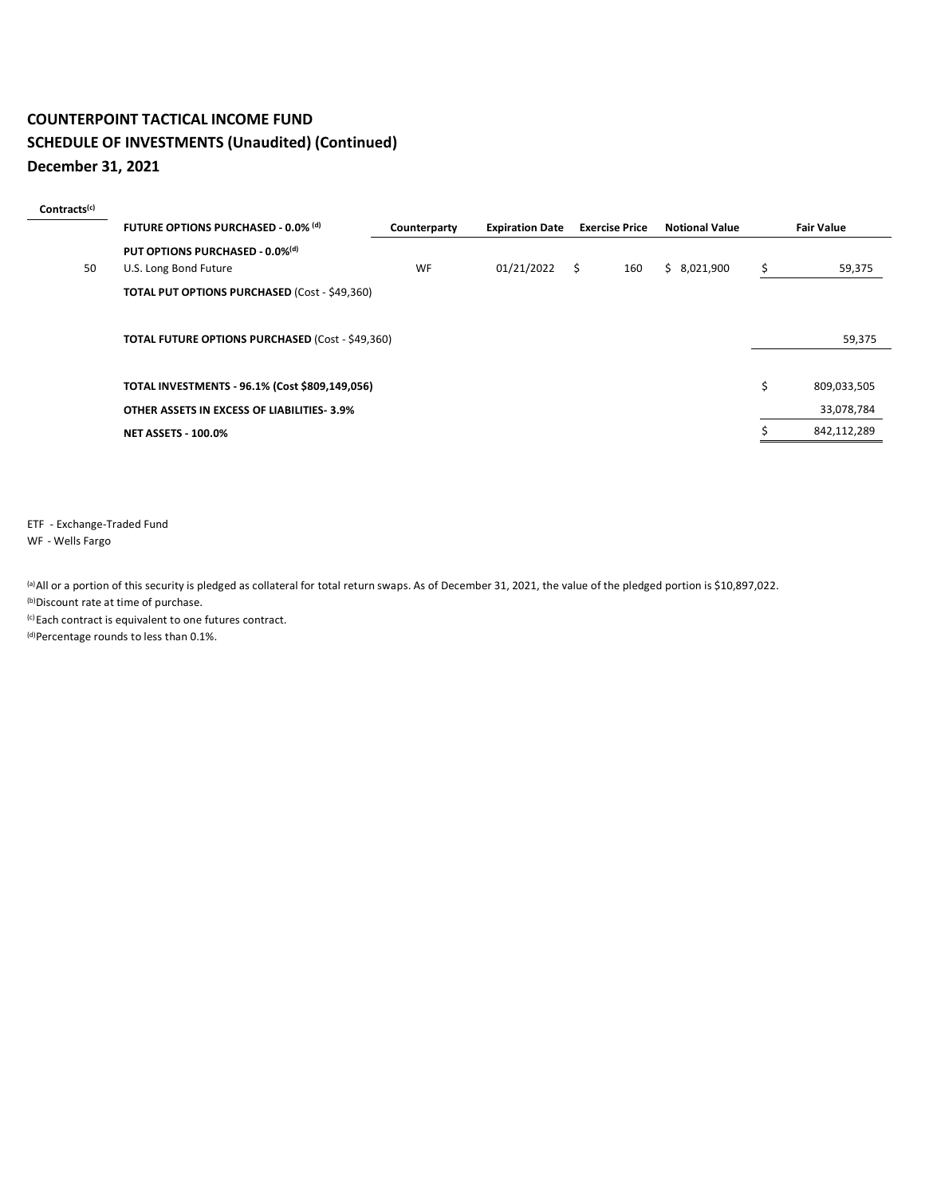**COUNTERPOINT TACTICAL INCOME FUND**
**SCHEDULE OF INVESTMENTS (Unaudited) (Continued)**
**December 31, 2021**

| Contracts[(c)] | | Counterparty | Expiration Date | Exercise Price | Notional Value | Fair Value |
|---|---|---|---|---|---|---|
| | **FUTURE OPTIONS PURCHASED - 0.0%** [(d)] | | | | | |
| | **PUT OPTIONS PURCHASED - 0.0%**[(d)] | | | | | |
| 50 | U.S. Long Bond Future | WF | 01/21/2022 | $ 160 | $ 8,021,900 | $ 59,375 |
| | **TOTAL PUT OPTIONS PURCHASED** (Cost - $49,360) | | | | | |
| | | | | | | |
| | **TOTAL FUTURE OPTIONS PURCHASED** (Cost - $49,360) | | | | | 59,375 |
| | | | | | | |
| | **TOTAL INVESTMENTS - 96.1% (Cost $809,149,056)** | | | | | $ 809,033,505 |
| | **OTHER ASSETS IN EXCESS OF LIABILITIES- 3.9%** | | | | | 33,078,784 |
| | **NET ASSETS - 100.0%** | | | | | $ 842,112,289 |

ETF - Exchange-Traded Fund
WF - Wells Fargo

[(a)] All or a portion of this security is pledged as collateral for total return swaps. As of December 31, 2021, the value of the pledged portion is $10,897,022.
[(b)] Discount rate at time of purchase.
[(c)] Each contract is equivalent to one futures contract.
[(d)] Percentage rounds to less than 0.1%.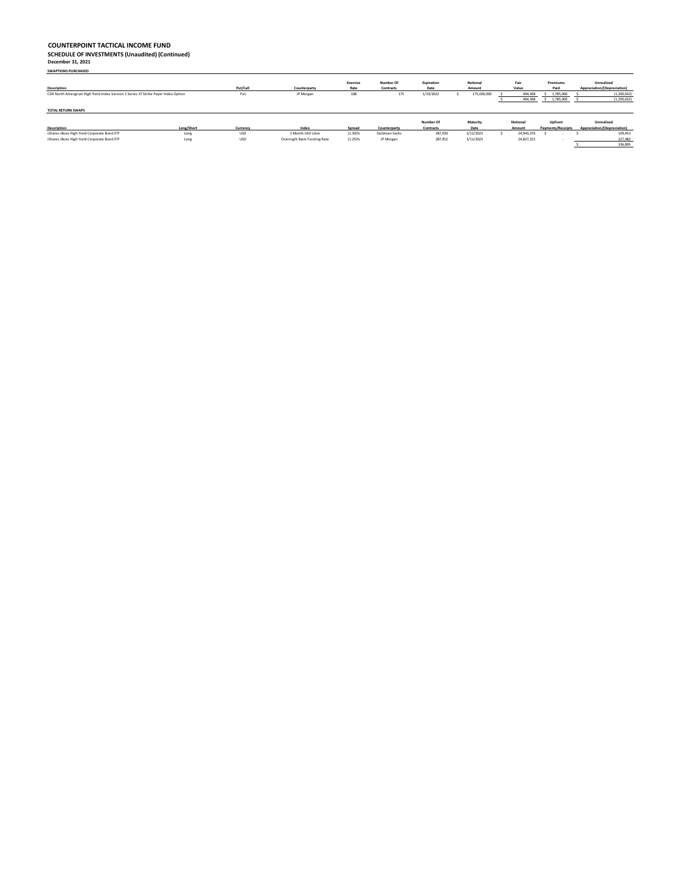# COUNTERPOINT TACTICAL INCOME FUND

## SCHEDULE OF INVESTMENTS (Unaudited) (Continued)

### December 31, 2021

**SWAPTIONS PURCHASED**

| Description | Put/Call | Counterparty | Exercise Rate | Number Of Contracts | Expiration Date | Notional Amount | Fair Value | Premiums Paid | Unrealized Appreciation/(Depreciation) |
|---|---|---|---|---|---|---|---|---|---|
| CDX North Amergican High Yield Index Version 1 Series 37 Strike Payer Index Option | Put | JP Morgan | 108 | 175 | 1/19/2022 | $ 175,000,000 | $ 494,368 | $ 1,785,000 | $ (1,290,632) |
| | | | | | | | $ 494,368 | $ 1,785,000 | $ (1,290,632) |

**TOTAL RETURN SWAPS**

| Description | Long/Short | Currency | Index | Spread | Counterparty | Number Of Contracts | Maturity Date | Notional Amount | Upfront Payments/Receipts | Unrealized Appreciation/(Depreciation) |
|---|---|---|---|---|---|---|---|---|---|---|
| iShares iBoxx High Yield Corporate Bond ETF | Long | USD | 1 Month USD Libor | (1.30)% | Goldman Sachs | 287,930 | 1/11/2023 | $ 24,943,376 | $ - | $ 109,413 |
| iShares iBoxx High Yield Corporate Bond ETF | Long | USD | Overnight Bank Funding Rate | (1.25)% | JP Morgan | 287,952 | 1/11/2023 | 24,827,221 | - | 227,482 |
| | | | | | | | | | | $ 336,895 |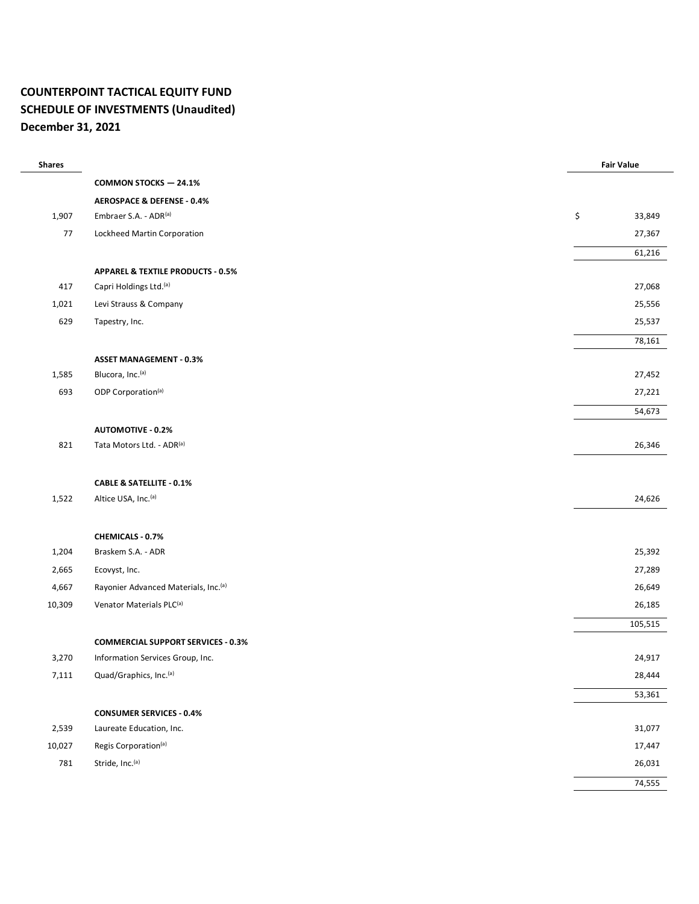# COUNTERPOINT TACTICAL EQUITY FUND
## SCHEDULE OF INVESTMENTS (Unaudited)
## December 31, 2021

| Shares | | Fair Value |
|---|---|---|
| | **COMMON STOCKS — 24.1%** | |
| | **AEROSPACE & DEFENSE - 0.4%** | |
| 1,907 | Embraer S.A. - ADR[(a)] | $ 33,849 |
| 77 | Lockheed Martin Corporation | 27,367 |
| | | 61,216 |
| | **APPAREL & TEXTILE PRODUCTS - 0.5%** | |
| 417 | Capri Holdings Ltd.[(a)] | 27,068 |
| 1,021 | Levi Strauss & Company | 25,556 |
| 629 | Tapestry, Inc. | 25,537 |
| | | 78,161 |
| | **ASSET MANAGEMENT - 0.3%** | |
| 1,585 | Blucora, Inc.[(a)] | 27,452 |
| 693 | ODP Corporation[(a)] | 27,221 |
| | | 54,673 |
| | **AUTOMOTIVE - 0.2%** | |
| 821 | Tata Motors Ltd. - ADR[(a)] | 26,346 |
| | **CABLE & SATELLITE - 0.1%** | |
| 1,522 | Altice USA, Inc.[(a)] | 24,626 |
| | **CHEMICALS - 0.7%** | |
| 1,204 | Braskem S.A. - ADR | 25,392 |
| 2,665 | Ecovyst, Inc. | 27,289 |
| 4,667 | Rayonier Advanced Materials, Inc.[(a)] | 26,649 |
| 10,309 | Venator Materials PLC[(a)] | 26,185 |
| | | 105,515 |
| | **COMMERCIAL SUPPORT SERVICES - 0.3%** | |
| 3,270 | Information Services Group, Inc. | 24,917 |
| 7,111 | Quad/Graphics, Inc.[(a)] | 28,444 |
| | | 53,361 |
| | **CONSUMER SERVICES - 0.4%** | |
| 2,539 | Laureate Education, Inc. | 31,077 |
| 10,027 | Regis Corporation[(a)] | 17,447 |
| 781 | Stride, Inc.[(a)] | 26,031 |
| | | 74,555 |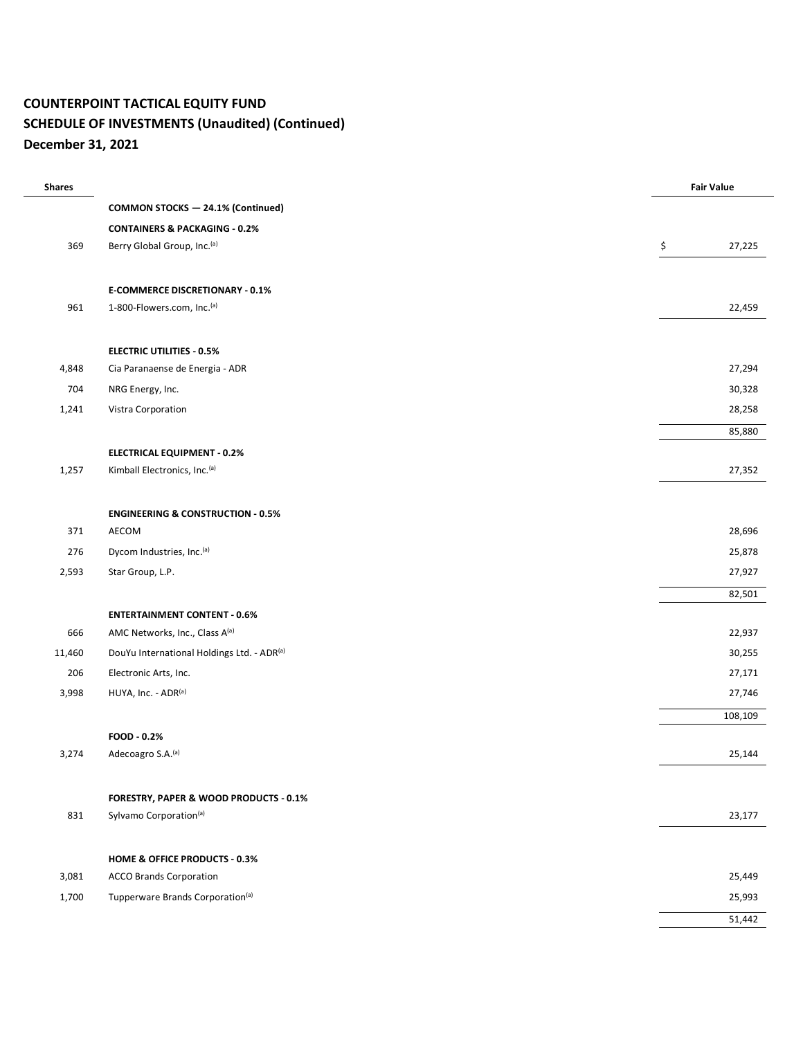**COUNTERPOINT TACTICAL EQUITY FUND**
**SCHEDULE OF INVESTMENTS (Unaudited) (Continued)**
**December 31, 2021**

| Shares | | Fair Value |
|---|---|---|
| | **COMMON STOCKS — 24.1% (Continued)** | |
| | **CONTAINERS & PACKAGING - 0.2%** | |
| 369 | Berry Global Group, Inc.[(a)] | $ 27,225 |
| | | |
| | **E-COMMERCE DISCRETIONARY - 0.1%** | |
| 961 | 1-800-Flowers.com, Inc.[(a)] | 22,459 |
| | | |
| | **ELECTRIC UTILITIES - 0.5%** | |
| 4,848 | Cia Paranaense de Energia - ADR | 27,294 |
| 704 | NRG Energy, Inc. | 30,328 |
| 1,241 | Vistra Corporation | 28,258 |
| | | 85,880 |
| | **ELECTRICAL EQUIPMENT - 0.2%** | |
| 1,257 | Kimball Electronics, Inc.[(a)] | 27,352 |
| | | |
| | **ENGINEERING & CONSTRUCTION - 0.5%** | |
| 371 | AECOM | 28,696 |
| 276 | Dycom Industries, Inc.[(a)] | 25,878 |
| 2,593 | Star Group, L.P. | 27,927 |
| | | 82,501 |
| | **ENTERTAINMENT CONTENT - 0.6%** | |
| 666 | AMC Networks, Inc., Class A[(a)] | 22,937 |
| 11,460 | DouYu International Holdings Ltd. - ADR[(a)] | 30,255 |
| 206 | Electronic Arts, Inc. | 27,171 |
| 3,998 | HUYA, Inc. - ADR[(a)] | 27,746 |
| | | 108,109 |
| | **FOOD - 0.2%** | |
| 3,274 | Adecoagro S.A.[(a)] | 25,144 |
| | | |
| | **FORESTRY, PAPER & WOOD PRODUCTS - 0.1%** | |
| 831 | Sylvamo Corporation[(a)] | 23,177 |
| | | |
| | **HOME & OFFICE PRODUCTS - 0.3%** | |
| 3,081 | ACCO Brands Corporation | 25,449 |
| 1,700 | Tupperware Brands Corporation[(a)] | 25,993 |
| | | 51,442 |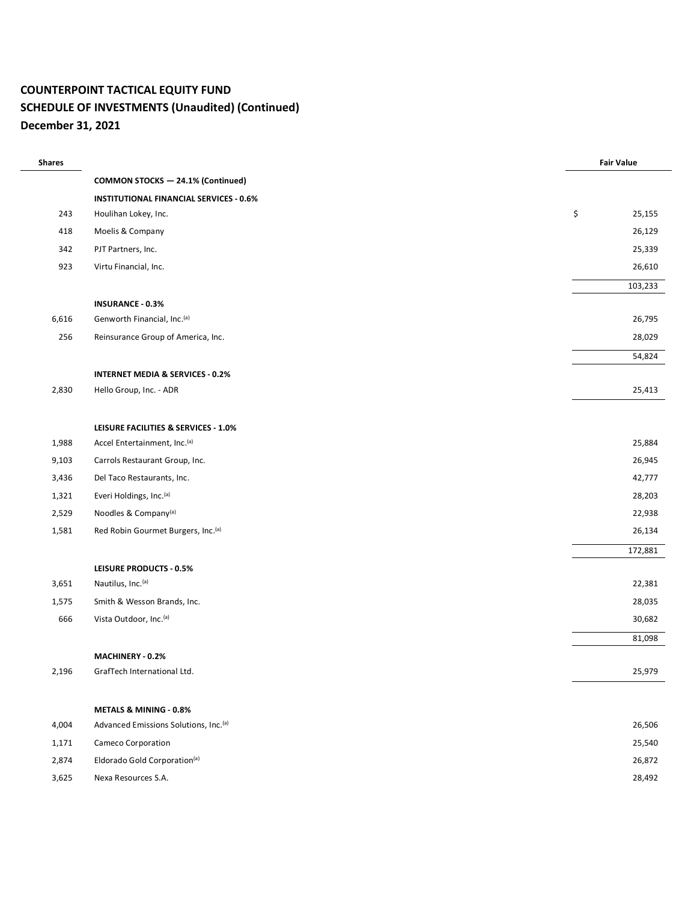# COUNTERPOINT TACTICAL EQUITY FUND
## SCHEDULE OF INVESTMENTS (Unaudited) (Continued)
## December 31, 2021

| Shares | | Fair Value |
|---|---|---|
| | **COMMON STOCKS — 24.1% (Continued)** | |
| | **INSTITUTIONAL FINANCIAL SERVICES - 0.6%** | |
| 243 | Houlihan Lokey, Inc. | $ 25,155 |
| 418 | Moelis & Company | 26,129 |
| 342 | PJT Partners, Inc. | 25,339 |
| 923 | Virtu Financial, Inc. | 26,610 |
| | | 103,233 |
| | **INSURANCE - 0.3%** | |
| 6,616 | Genworth Financial, Inc.[(a)] | 26,795 |
| 256 | Reinsurance Group of America, Inc. | 28,029 |
| | | 54,824 |
| | **INTERNET MEDIA & SERVICES - 0.2%** | |
| 2,830 | Hello Group, Inc. - ADR | 25,413 |
| | **LEISURE FACILITIES & SERVICES - 1.0%** | |
| 1,988 | Accel Entertainment, Inc.[(a)] | 25,884 |
| 9,103 | Carrols Restaurant Group, Inc. | 26,945 |
| 3,436 | Del Taco Restaurants, Inc. | 42,777 |
| 1,321 | Everi Holdings, Inc.[(a)] | 28,203 |
| 2,529 | Noodles & Company[(a)] | 22,938 |
| 1,581 | Red Robin Gourmet Burgers, Inc.[(a)] | 26,134 |
| | | 172,881 |
| | **LEISURE PRODUCTS - 0.5%** | |
| 3,651 | Nautilus, Inc.[(a)] | 22,381 |
| 1,575 | Smith & Wesson Brands, Inc. | 28,035 |
| 666 | Vista Outdoor, Inc.[(a)] | 30,682 |
| | | 81,098 |
| | **MACHINERY - 0.2%** | |
| 2,196 | GrafTech International Ltd. | 25,979 |
| | **METALS & MINING - 0.8%** | |
| 4,004 | Advanced Emissions Solutions, Inc.[(a)] | 26,506 |
| 1,171 | Cameco Corporation | 25,540 |
| 2,874 | Eldorado Gold Corporation[(a)] | 26,872 |
| 3,625 | Nexa Resources S.A. | 28,492 |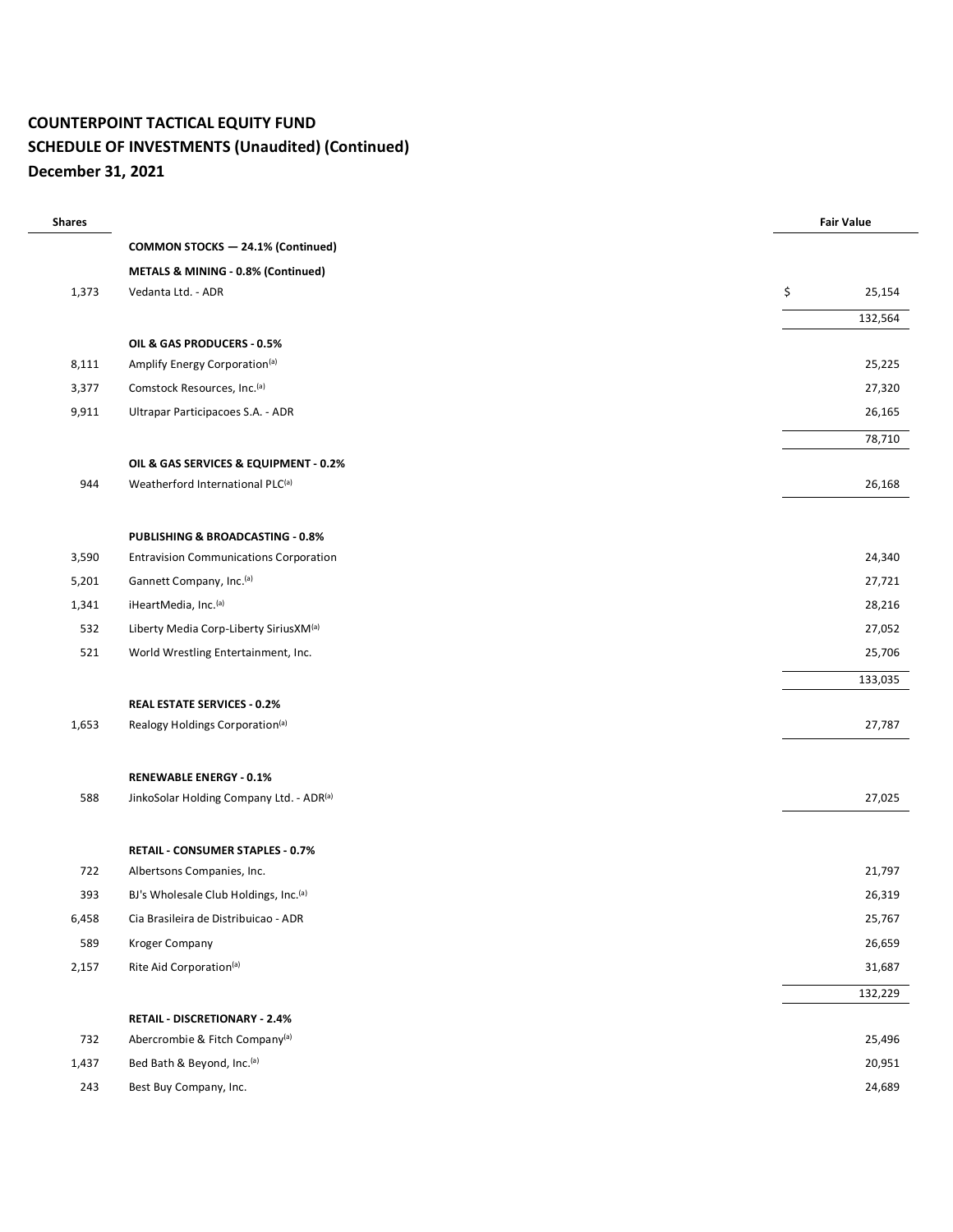**COUNTERPOINT TACTICAL EQUITY FUND**
**SCHEDULE OF INVESTMENTS (Unaudited) (Continued)**
**December 31, 2021**

| Shares | | Fair Value |
|---|---|---|
| | **COMMON STOCKS — 24.1% (Continued)** | |
| | **METALS & MINING - 0.8% (Continued)** | |
| 1,373 | Vedanta Ltd. - ADR | $ 25,154 |
| | | 132,564 |
| | **OIL & GAS PRODUCERS - 0.5%** | |
| 8,111 | Amplify Energy Corporation[(a)] | 25,225 |
| 3,377 | Comstock Resources, Inc.[(a)] | 27,320 |
| 9,911 | Ultrapar Participacoes S.A. - ADR | 26,165 |
| | | 78,710 |
| | **OIL & GAS SERVICES & EQUIPMENT - 0.2%** | |
| 944 | Weatherford International PLC[(a)] | 26,168 |
| | **PUBLISHING & BROADCASTING - 0.8%** | |
| 3,590 | Entravision Communications Corporation | 24,340 |
| 5,201 | Gannett Company, Inc.[(a)] | 27,721 |
| 1,341 | iHeartMedia, Inc.[(a)] | 28,216 |
| 532 | Liberty Media Corp-Liberty SiriusXM[(a)] | 27,052 |
| 521 | World Wrestling Entertainment, Inc. | 25,706 |
| | | 133,035 |
| | **REAL ESTATE SERVICES - 0.2%** | |
| 1,653 | Realogy Holdings Corporation[(a)] | 27,787 |
| | **RENEWABLE ENERGY - 0.1%** | |
| 588 | JinkoSolar Holding Company Ltd. - ADR[(a)] | 27,025 |
| | **RETAIL - CONSUMER STAPLES - 0.7%** | |
| 722 | Albertsons Companies, Inc. | 21,797 |
| 393 | BJ's Wholesale Club Holdings, Inc.[(a)] | 26,319 |
| 6,458 | Cia Brasileira de Distribuicao - ADR | 25,767 |
| 589 | Kroger Company | 26,659 |
| 2,157 | Rite Aid Corporation[(a)] | 31,687 |
| | | 132,229 |
| | **RETAIL - DISCRETIONARY - 2.4%** | |
| 732 | Abercrombie & Fitch Company[(a)] | 25,496 |
| 1,437 | Bed Bath & Beyond, Inc.[(a)] | 20,951 |
| 243 | Best Buy Company, Inc. | 24,689 |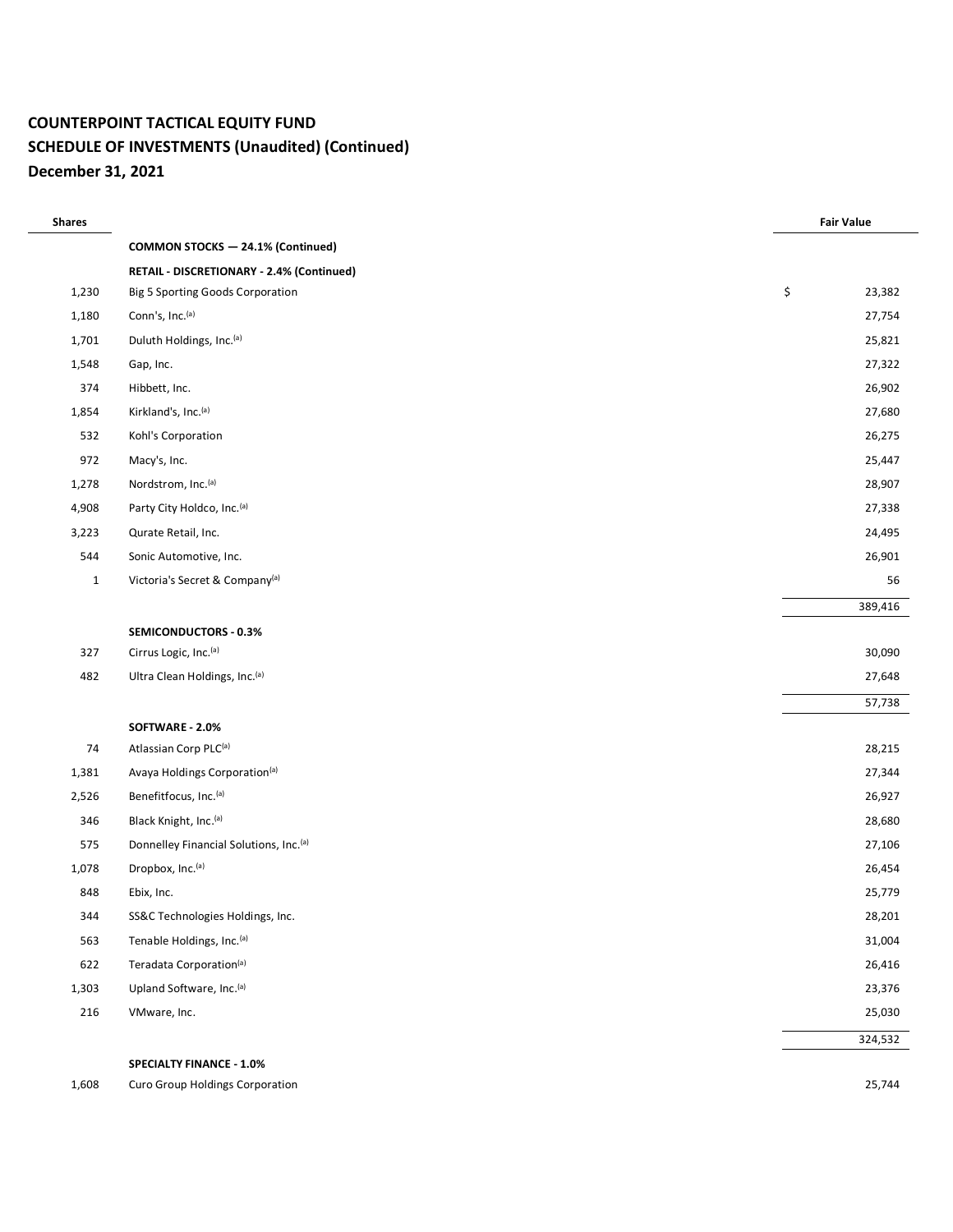**COUNTERPOINT TACTICAL EQUITY FUND**
**SCHEDULE OF INVESTMENTS (Unaudited) (Continued)**
**December 31, 2021**

| Shares | | Fair Value |
|---|---|---|
| | **COMMON STOCKS — 24.1% (Continued)** | |
| | **RETAIL - DISCRETIONARY - 2.4% (Continued)** | |
| 1,230 | Big 5 Sporting Goods Corporation | $ 23,382 |
| 1,180 | Conn's, Inc.[(a)] | 27,754 |
| 1,701 | Duluth Holdings, Inc.[(a)] | 25,821 |
| 1,548 | Gap, Inc. | 27,322 |
| 374 | Hibbett, Inc. | 26,902 |
| 1,854 | Kirkland's, Inc.[(a)] | 27,680 |
| 532 | Kohl's Corporation | 26,275 |
| 972 | Macy's, Inc. | 25,447 |
| 1,278 | Nordstrom, Inc.[(a)] | 28,907 |
| 4,908 | Party City Holdco, Inc.[(a)] | 27,338 |
| 3,223 | Qurate Retail, Inc. | 24,495 |
| 544 | Sonic Automotive, Inc. | 26,901 |
| 1 | Victoria's Secret & Company[(a)] | 56 |
| | | 389,416 |
| | **SEMICONDUCTORS - 0.3%** | |
| 327 | Cirrus Logic, Inc.[(a)] | 30,090 |
| 482 | Ultra Clean Holdings, Inc.[(a)] | 27,648 |
| | | 57,738 |
| | **SOFTWARE - 2.0%** | |
| 74 | Atlassian Corp PLC[(a)] | 28,215 |
| 1,381 | Avaya Holdings Corporation[(a)] | 27,344 |
| 2,526 | Benefitfocus, Inc.[(a)] | 26,927 |
| 346 | Black Knight, Inc.[(a)] | 28,680 |
| 575 | Donnelley Financial Solutions, Inc.[(a)] | 27,106 |
| 1,078 | Dropbox, Inc.[(a)] | 26,454 |
| 848 | Ebix, Inc. | 25,779 |
| 344 | SS&C Technologies Holdings, Inc. | 28,201 |
| 563 | Tenable Holdings, Inc.[(a)] | 31,004 |
| 622 | Teradata Corporation[(a)] | 26,416 |
| 1,303 | Upland Software, Inc.[(a)] | 23,376 |
| 216 | VMware, Inc. | 25,030 |
| | | 324,532 |
| | **SPECIALTY FINANCE - 1.0%** | |
| 1,608 | Curo Group Holdings Corporation | 25,744 |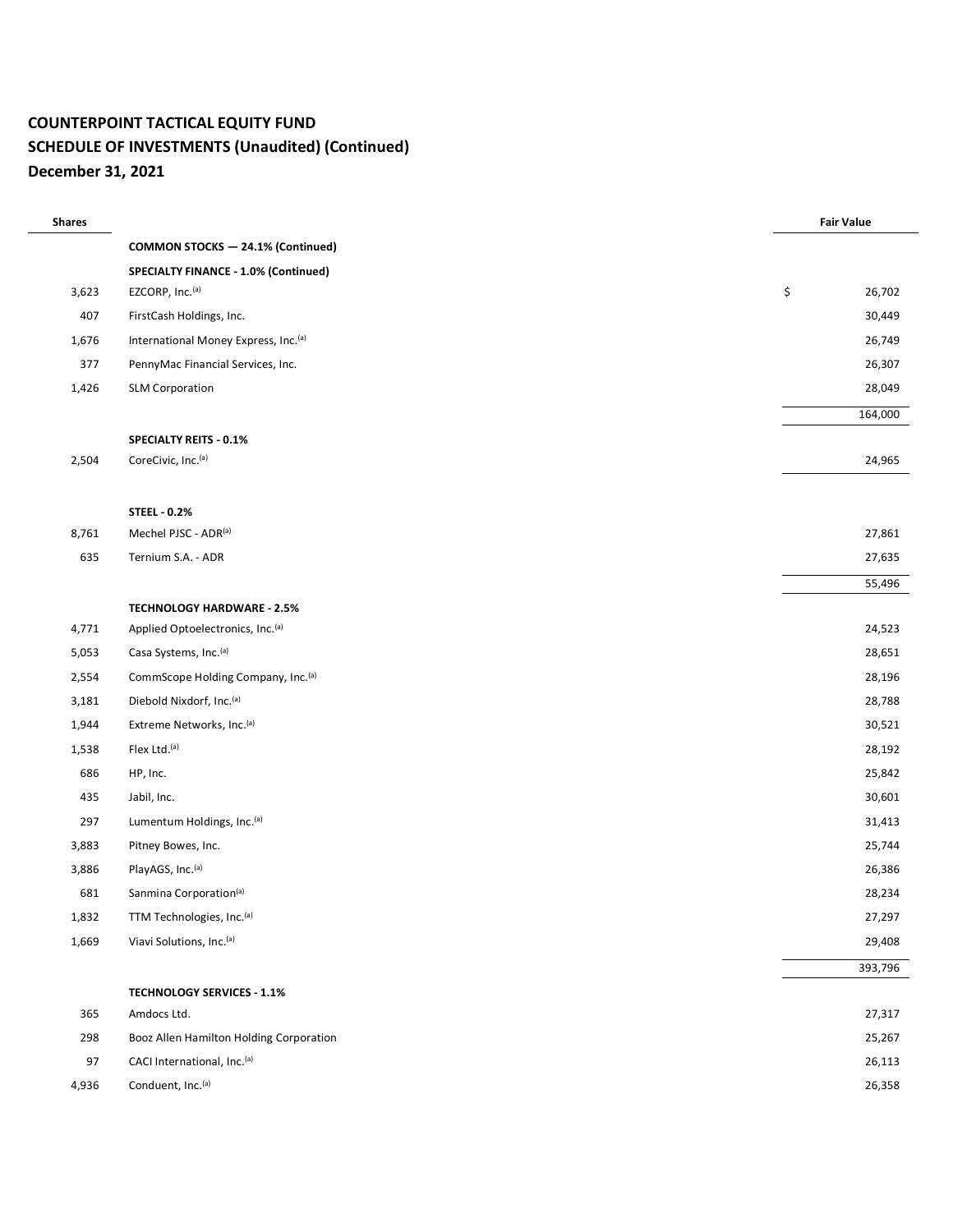**COUNTERPOINT TACTICAL EQUITY FUND**
**SCHEDULE OF INVESTMENTS (Unaudited) (Continued)**
**December 31, 2021**

| Shares | | Fair Value |
|---|---|---|
| | **COMMON STOCKS — 24.1% (Continued)** | |
| | **SPECIALTY FINANCE - 1.0% (Continued)** | |
| 3,623 | EZCORP, Inc.[(a)] | $ 26,702 |
| 407 | FirstCash Holdings, Inc. | 30,449 |
| 1,676 | International Money Express, Inc.[(a)] | 26,749 |
| 377 | PennyMac Financial Services, Inc. | 26,307 |
| 1,426 | SLM Corporation | 28,049 |
| | | 164,000 |
| | **SPECIALTY REITS - 0.1%** | |
| 2,504 | CoreCivic, Inc.[(a)] | 24,965 |
| | **STEEL - 0.2%** | |
| 8,761 | Mechel PJSC - ADR[(a)] | 27,861 |
| 635 | Ternium S.A. - ADR | 27,635 |
| | | 55,496 |
| | **TECHNOLOGY HARDWARE - 2.5%** | |
| 4,771 | Applied Optoelectronics, Inc.[(a)] | 24,523 |
| 5,053 | Casa Systems, Inc.[(a)] | 28,651 |
| 2,554 | CommScope Holding Company, Inc.[(a)] | 28,196 |
| 3,181 | Diebold Nixdorf, Inc.[(a)] | 28,788 |
| 1,944 | Extreme Networks, Inc.[(a)] | 30,521 |
| 1,538 | Flex Ltd.[(a)] | 28,192 |
| 686 | HP, Inc. | 25,842 |
| 435 | Jabil, Inc. | 30,601 |
| 297 | Lumentum Holdings, Inc.[(a)] | 31,413 |
| 3,883 | Pitney Bowes, Inc. | 25,744 |
| 3,886 | PlayAGS, Inc.[(a)] | 26,386 |
| 681 | Sanmina Corporation[(a)] | 28,234 |
| 1,832 | TTM Technologies, Inc.[(a)] | 27,297 |
| 1,669 | Viavi Solutions, Inc.[(a)] | 29,408 |
| | | 393,796 |
| | **TECHNOLOGY SERVICES - 1.1%** | |
| 365 | Amdocs Ltd. | 27,317 |
| 298 | Booz Allen Hamilton Holding Corporation | 25,267 |
| 97 | CACI International, Inc.[(a)] | 26,113 |
| 4,936 | Conduent, Inc.[(a)] | 26,358 |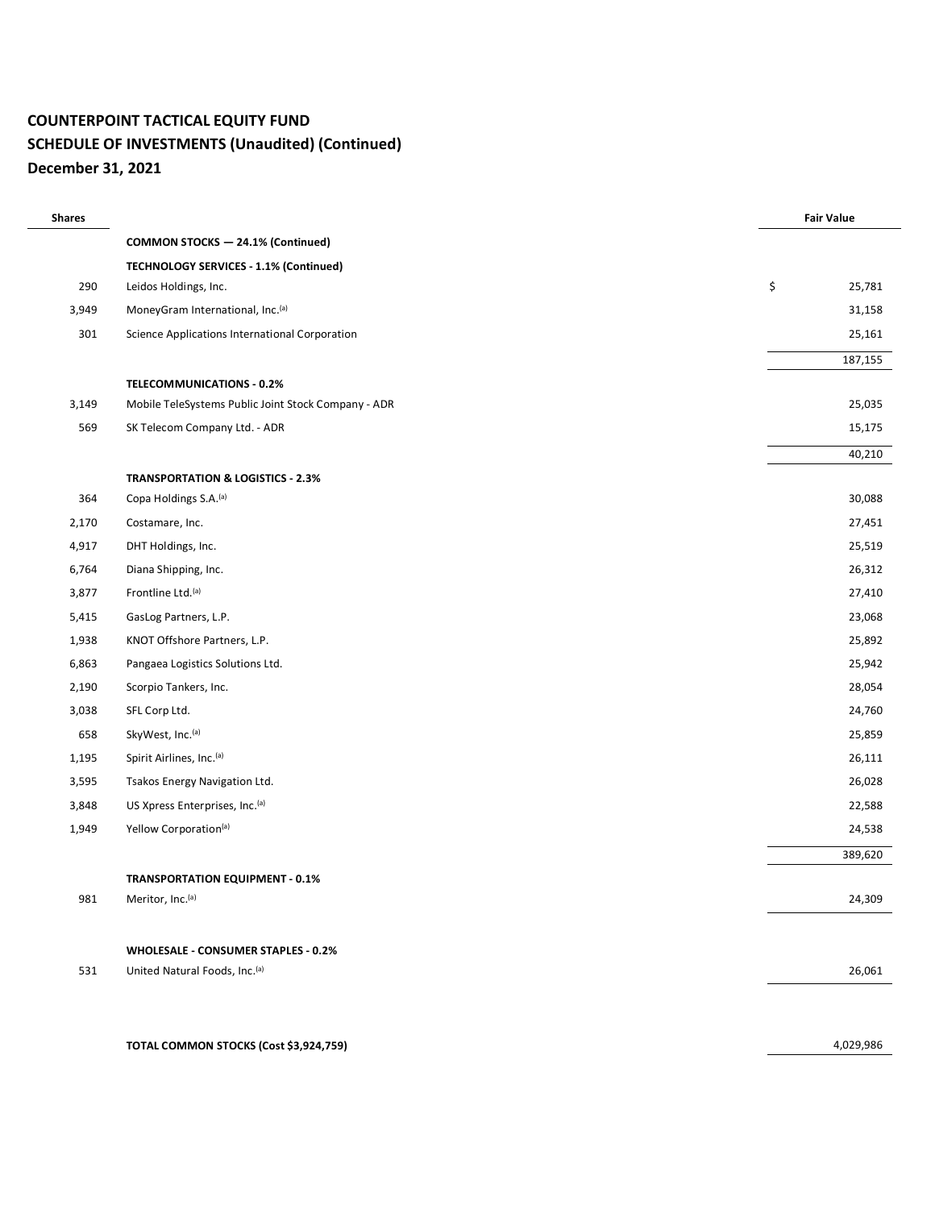# COUNTERPOINT TACTICAL EQUITY FUND
## SCHEDULE OF INVESTMENTS (Unaudited) (Continued)
## December 31, 2021

| Shares | | Fair Value |
|---|---|---|
| | **COMMON STOCKS — 24.1% (Continued)** | |
| | **TECHNOLOGY SERVICES - 1.1% (Continued)** | |
| 290 | Leidos Holdings, Inc. | $ 25,781 |
| 3,949 | MoneyGram International, Inc.[(a)] | 31,158 |
| 301 | Science Applications International Corporation | 25,161 |
| | | 187,155 |
| | **TELECOMMUNICATIONS - 0.2%** | |
| 3,149 | Mobile TeleSystems Public Joint Stock Company - ADR | 25,035 |
| 569 | SK Telecom Company Ltd. - ADR | 15,175 |
| | | 40,210 |
| | **TRANSPORTATION & LOGISTICS - 2.3%** | |
| 364 | Copa Holdings S.A.[(a)] | 30,088 |
| 2,170 | Costamare, Inc. | 27,451 |
| 4,917 | DHT Holdings, Inc. | 25,519 |
| 6,764 | Diana Shipping, Inc. | 26,312 |
| 3,877 | Frontline Ltd.[(a)] | 27,410 |
| 5,415 | GasLog Partners, L.P. | 23,068 |
| 1,938 | KNOT Offshore Partners, L.P. | 25,892 |
| 6,863 | Pangaea Logistics Solutions Ltd. | 25,942 |
| 2,190 | Scorpio Tankers, Inc. | 28,054 |
| 3,038 | SFL Corp Ltd. | 24,760 |
| 658 | SkyWest, Inc.[(a)] | 25,859 |
| 1,195 | Spirit Airlines, Inc.[(a)] | 26,111 |
| 3,595 | Tsakos Energy Navigation Ltd. | 26,028 |
| 3,848 | US Xpress Enterprises, Inc.[(a)] | 22,588 |
| 1,949 | Yellow Corporation[(a)] | 24,538 |
| | | 389,620 |
| | **TRANSPORTATION EQUIPMENT - 0.1%** | |
| 981 | Meritor, Inc.[(a)] | 24,309 |
| | **WHOLESALE - CONSUMER STAPLES - 0.2%** | |
| 531 | United Natural Foods, Inc.[(a)] | 26,061 |
| | **TOTAL COMMON STOCKS (Cost $3,924,759)** | 4,029,986 |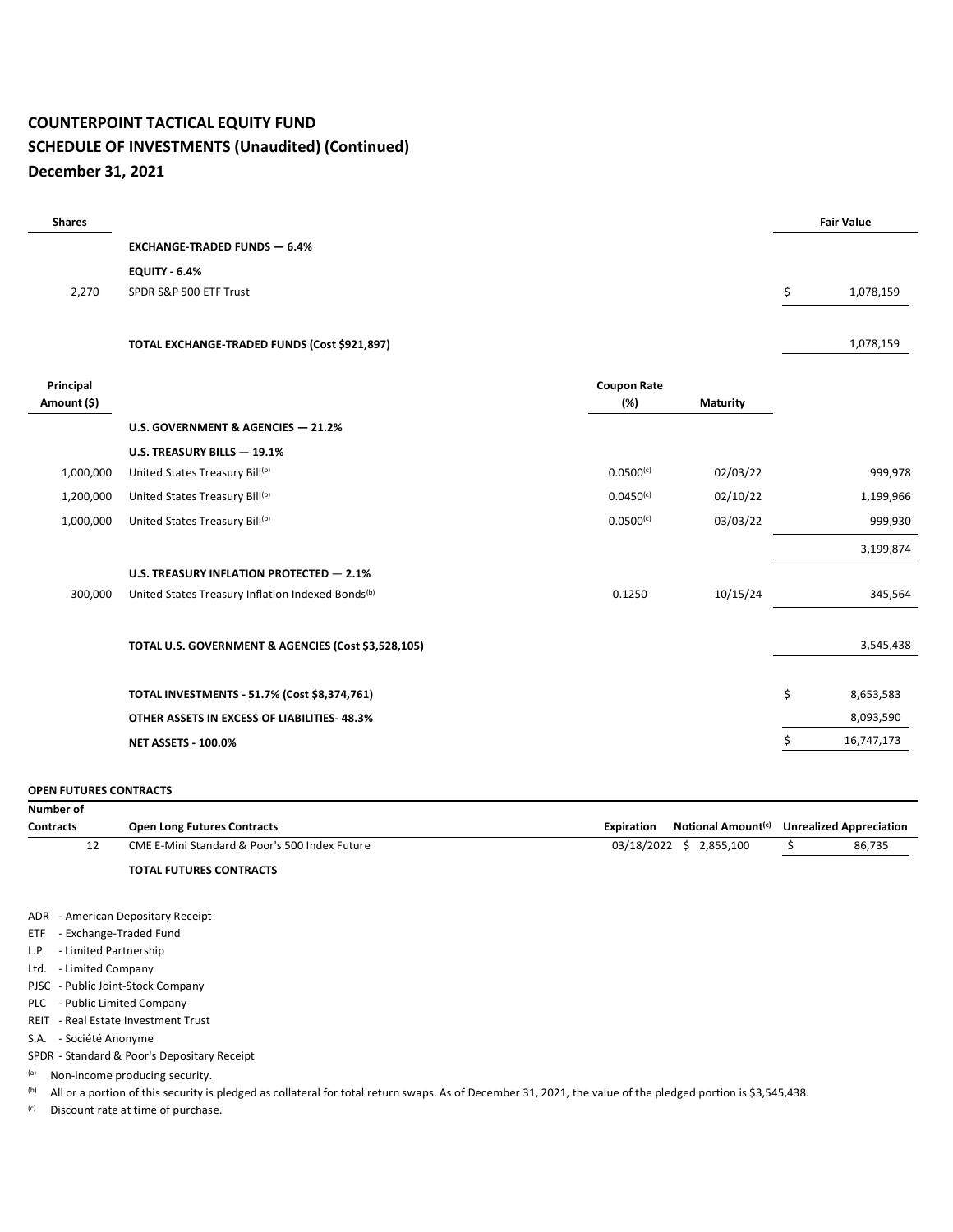**COUNTERPOINT TACTICAL EQUITY FUND**
**SCHEDULE OF INVESTMENTS (Unaudited) (Continued)**
**December 31, 2021**

| Shares | | | | Fair Value |
|---|---|---|---|---|
| | **EXCHANGE-TRADED FUNDS — 6.4%** | | | |
| | **EQUITY - 6.4%** | | | |
| 2,270 | SPDR S&P 500 ETF Trust | | | $ 1,078,159 |
| | | | | |
| | **TOTAL EXCHANGE-TRADED FUNDS (Cost $921,897)** | | | 1,078,159 |
| | | | | |
| **Principal Amount ($)** | | **Coupon Rate (%)** | **Maturity** | |
| | **U.S. GOVERNMENT & AGENCIES — 21.2%** | | | |
| | **U.S. TREASURY BILLS — 19.1%** | | | |
| 1,000,000 | United States Treasury Bill[b] | 0.0500[c] | 02/03/22 | 999,978 |
| 1,200,000 | United States Treasury Bill[b] | 0.0450[c] | 02/10/22 | 1,199,966 |
| 1,000,000 | United States Treasury Bill[b] | 0.0500[c] | 03/03/22 | 999,930 |
| | | | | 3,199,874 |
| | **U.S. TREASURY INFLATION PROTECTED — 2.1%** | | | |
| 300,000 | United States Treasury Inflation Indexed Bonds[b] | 0.1250 | 10/15/24 | 345,564 |
| | | | | |
| | **TOTAL U.S. GOVERNMENT & AGENCIES (Cost $3,528,105)** | | | 3,545,438 |
| | | | | |
| | **TOTAL INVESTMENTS - 51.7% (Cost $8,374,761)** | | | $ 8,653,583 |
| | **OTHER ASSETS IN EXCESS OF LIABILITIES- 48.3%** | | | 8,093,590 |
| | **NET ASSETS - 100.0%** | | | $ 16,747,173 |

**OPEN FUTURES CONTRACTS**

| Number of Contracts | Open Long Futures Contracts | Expiration | Notional Amount[c] | Unrealized Appreciation |
|---|---|---|---|---|
| 12 | CME E-Mini Standard & Poor's 500 Index Future | 03/18/2022 | $ 2,855,100 | $ 86,735 |
| | **TOTAL FUTURES CONTRACTS** | | | |

ADR - American Depositary Receipt
ETF - Exchange-Traded Fund
L.P. - Limited Partnership
Ltd. - Limited Company
PJSC - Public Joint-Stock Company
PLC - Public Limited Company
REIT - Real Estate Investment Trust
S.A. - Société Anonyme
SPDR - Standard & Poor's Depositary Receipt

[a] Non-income producing security.
[b] All or a portion of this security is pledged as collateral for total return swaps. As of December 31, 2021, the value of the pledged portion is $3,545,438.
[c] Discount rate at time of purchase.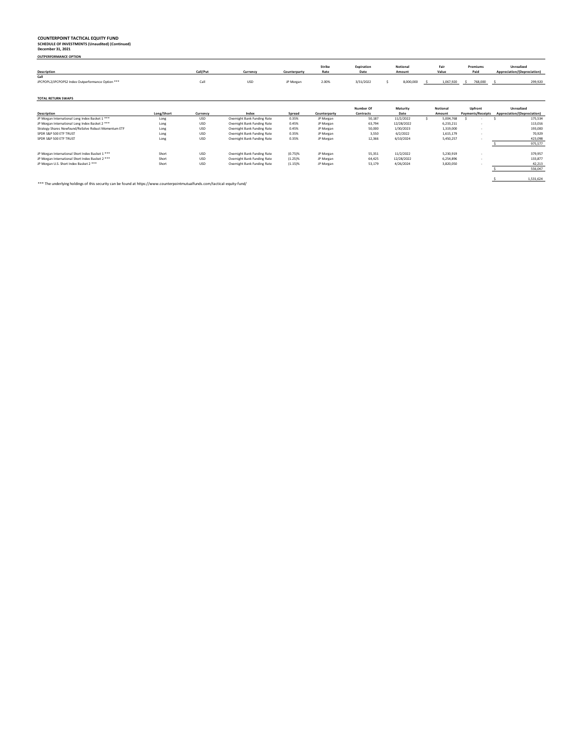**COUNTERPOINT TACTICAL EQUITY FUND**
**SCHEDULE OF INVESTMENTS (Unaudited) (Continued)**
**December 31, 2021**

**OUTPERFORMANCE OPTION**

| Description | Call/Put | Currency | Counterparty | Strike Rate | Expiration Date | Notional Amount | Fair Value | Premiums Paid | Unrealized Appreciation/(Depreciation) |
|---|---|---|---|---|---|---|---|---|---|
| **Call** | | | | | | | | | |
| JPCPOPL2/JPCPOPS2 Index Outperformance Option *** | Call | USD | JP Morgan | 2.00% | 3/31/2022 | $ 8,000,000 | $ 1,067,920 | $ 768,000 | $ 299,920 |

**TOTAL RETURN SWAPS**

| Description | Long/Short | Currency | Index | Spread | Counterparty | Number Of Contracts | Maturity Date | Notional Amount | Upfront Payments/Receipts | Unrealized Appreciation/(Depreciation) |
|---|---|---|---|---|---|---|---|---|---|---|
| JP Morgan International Long Index Basket 1 *** | Long | USD | Overnight Bank Funding Rate | 0.35% | JP Morgan | 50,187 | 11/2/2022 | $ 5,004,768 | $ - | $ 175,534 |
| JP Morgan International Long Index Basket 2 *** | Long | USD | Overnight Bank Funding Rate | 0.45% | JP Morgan | 63,794 | 12/28/2022 | 6,233,211 | - | 113,016 |
| Strategy Shares Newfound/ReSolve Robust Momentum ETF | Long | USD | Overnight Bank Funding Rate | 0.45% | JP Morgan | 50,000 | 1/30/2023 | 1,319,000 | - | 193,000 |
| SPDR S&P 500 ETF TRUST | Long | USD | Overnight Bank Funding Rate | 0.35% | JP Morgan | 3,550 | 6/2/2022 | 1,615,179 | - | 70,929 |
| SPDR S&P 500 ETF TRUST | Long | USD | Overnight Bank Funding Rate | 0.35% | JP Morgan | 12,366 | 6/10/2024 | 5,450,257 | - | 423,098 |
| | | | | | | | | | | $ 975,577 |
| JP Morgan International Short Index Basket 1 *** | Short | USD | Overnight Bank Funding Rate | (0.75)% | JP Morgan | 55,351 | 11/2/2022 | 5,230,919 | - | 379,957 |
| JP Morgan International Short Index Basket 2 *** | Short | USD | Overnight Bank Funding Rate | (1.25)% | JP Morgan | 64,425 | 12/28/2022 | 6,254,896 | - | 133,877 |
| JP Morgan U.S. Short Index Basket 2 *** | Short | USD | Overnight Bank Funding Rate | (1.15)% | JP Morgan | 53,179 | 4/26/2024 | 3,820,050 | - | 42,213 |
| | | | | | | | | | | $ 556,047 |
| | | | | | | | | | | $ 1,531,624 |

*** The underlying holdings of this security can be found at https://www.counterpointmutualfunds.com/tactical-equity-fund/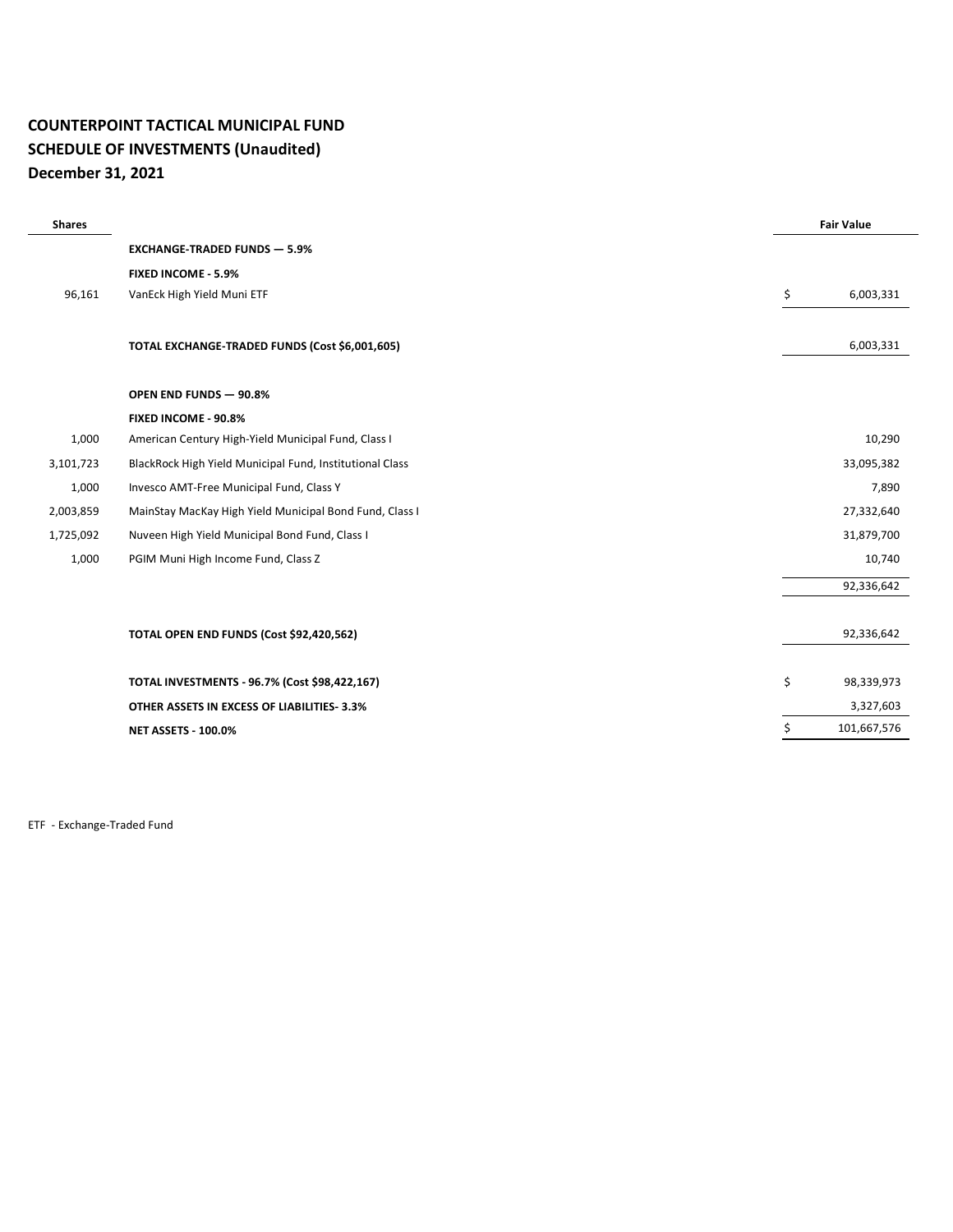**COUNTERPOINT TACTICAL MUNICIPAL FUND**
**SCHEDULE OF INVESTMENTS (Unaudited)**
**December 31, 2021**

| Shares | | Fair Value |
|---|---|---|
| | **EXCHANGE-TRADED FUNDS — 5.9%** | |
| | **FIXED INCOME - 5.9%** | |
| 96,161 | VanEck High Yield Muni ETF | $ 6,003,331 |
| | | |
| | **TOTAL EXCHANGE-TRADED FUNDS (Cost $6,001,605)** | 6,003,331 |
| | | |
| | **OPEN END FUNDS — 90.8%** | |
| | **FIXED INCOME - 90.8%** | |
| 1,000 | American Century High-Yield Municipal Fund, Class I | 10,290 |
| 3,101,723 | BlackRock High Yield Municipal Fund, Institutional Class | 33,095,382 |
| 1,000 | Invesco AMT-Free Municipal Fund, Class Y | 7,890 |
| 2,003,859 | MainStay MacKay High Yield Municipal Bond Fund, Class I | 27,332,640 |
| 1,725,092 | Nuveen High Yield Municipal Bond Fund, Class I | 31,879,700 |
| 1,000 | PGIM Muni High Income Fund, Class Z | 10,740 |
| | | 92,336,642 |
| | | |
| | **TOTAL OPEN END FUNDS (Cost $92,420,562)** | 92,336,642 |
| | | |
| | **TOTAL INVESTMENTS - 96.7% (Cost $98,422,167)** | $ 98,339,973 |
| | **OTHER ASSETS IN EXCESS OF LIABILITIES- 3.3%** | 3,327,603 |
| | **NET ASSETS - 100.0%** | $ 101,667,576 |

ETF - Exchange-Traded Fund